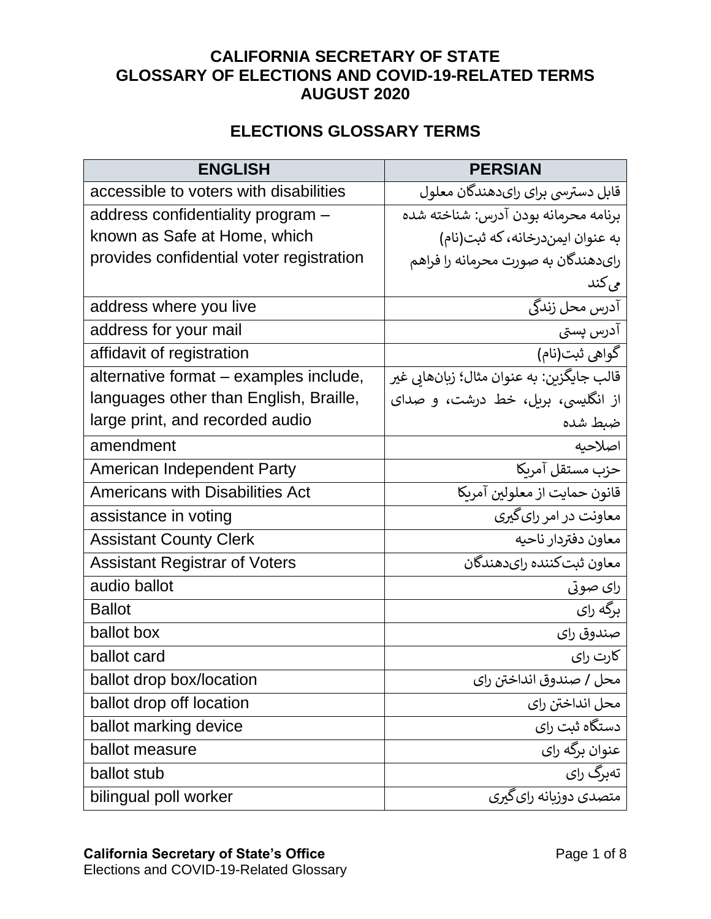# CALIFORNIA SECRETARY OF STATE
# GLOSSARY OF ELECTIONS AND COVID-19-RELATED TERMS
# AUGUST 2020

## ELECTIONS GLOSSARY TERMS

| ENGLISH | PERSIAN |
| --- | --- |
| accessible to voters with disabilities | قابل دسترسی برای رای‌دهندگان معلول |
| address confidentiality program – known as Safe at Home, which provides confidential voter registration | برنامه محرمانه بودن آدرس: شناخته شده به عنوان ایمن‌درخانه، که ثبت(نام) رای‌دهندگان به صورت محرمانه را فراهم می‌کند |
| address where you live | آدرس محل زندگی |
| address for your mail | آدرس پستی |
| affidavit of registration | گواهی ثبت(نام) |
| alternative format – examples include, languages other than English, Braille, large print, and recorded audio | قالب جایگزین: به عنوان مثال؛ زبان‌هایی غیر از انگلیسی، بریل، خط درشت، و صدای ضبط شده |
| amendment | اصلاحیه |
| American Independent Party | حزب مستقل آمریکا |
| Americans with Disabilities Act | قانون حمایت از معلولین آمریکا |
| assistance in voting | معاونت در امر رای‌گیری |
| Assistant County Clerk | معاون دفتردار ناحیه |
| Assistant Registrar of Voters | معاون ثبت‌کننده رای‌دهندگان |
| audio ballot | رای صوتی |
| Ballot | برگه رای |
| ballot box | صندوق رای |
| ballot card | کارت رای |
| ballot drop box/location | محل / صندوق انداختن رای |
| ballot drop off location | محل انداختن رای |
| ballot marking device | دستگاه ثبت رای |
| ballot measure | عنوان برگه رای |
| ballot stub | ته‌برگ رای |
| bilingual poll worker | متصدی دوزبانه رای‌گیری |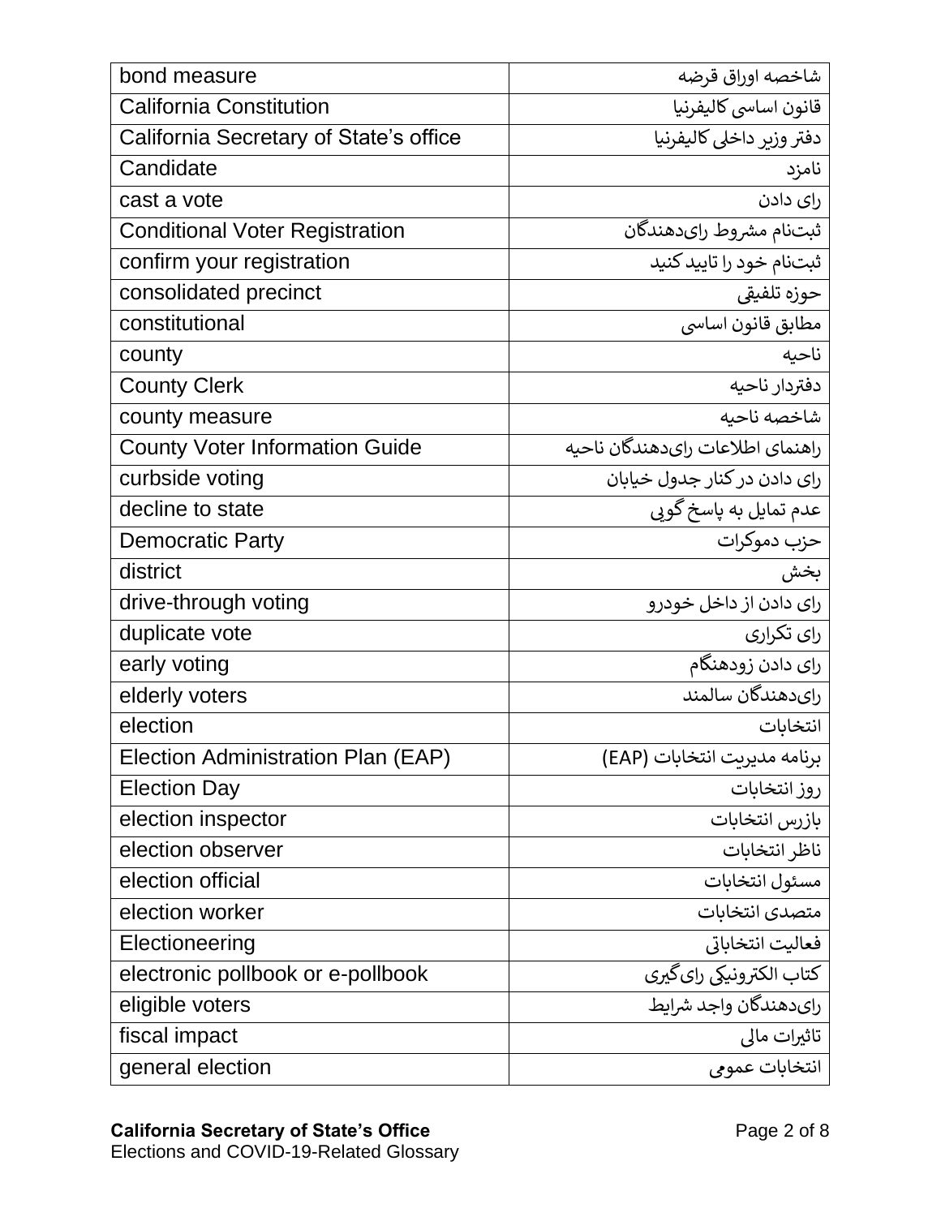| bond measure | شاخصه اوراق قرضه |
|---|---|
| California Constitution | قانون اساسی کالیفرنیا |
| California Secretary of State's office | دفتر وزیر داخلی کالیفرنیا |
| Candidate | نامزد |
| cast a vote | رای دادن |
| Conditional Voter Registration | ثبت‌نام مشروط رای‌دهندگان |
| confirm your registration | ثبت‌نام خود را تایید کنید |
| consolidated precinct | حوزه تلفیقی |
| constitutional | مطابق قانون اساسی |
| county | ناحیه |
| County Clerk | دفتردار ناحیه |
| county measure | شاخصه ناحیه |
| County Voter Information Guide | راهنمای اطلاعات رای‌دهندگان ناحیه |
| curbside voting | رای دادن در کنار جدول خیابان |
| decline to state | عدم تمایل به پاسخ گویی |
| Democratic Party | حزب دموکرات |
| district | بخش |
| drive-through voting | رای دادن از داخل خودرو |
| duplicate vote | رای تکراری |
| early voting | رای دادن زودهنگام |
| elderly voters | رای‌دهندگان سالمند |
| election | انتخابات |
| Election Administration Plan (EAP) | برنامه مدیریت انتخابات (EAP) |
| Election Day | روز انتخابات |
| election inspector | بازرس انتخابات |
| election observer | ناظر انتخابات |
| election official | مسئول انتخابات |
| election worker | متصدی انتخابات |
| Electioneering | فعالیت انتخاباتی |
| electronic pollbook or e-pollbook | کتاب الکترونیکی رای‌گیری |
| eligible voters | رای‌دهندگان واجد شرایط |
| fiscal impact | تاثیرات مالی |
| general election | انتخابات عمومی |

**California Secretary of State's Office**
Elections and COVID-19-Related Glossary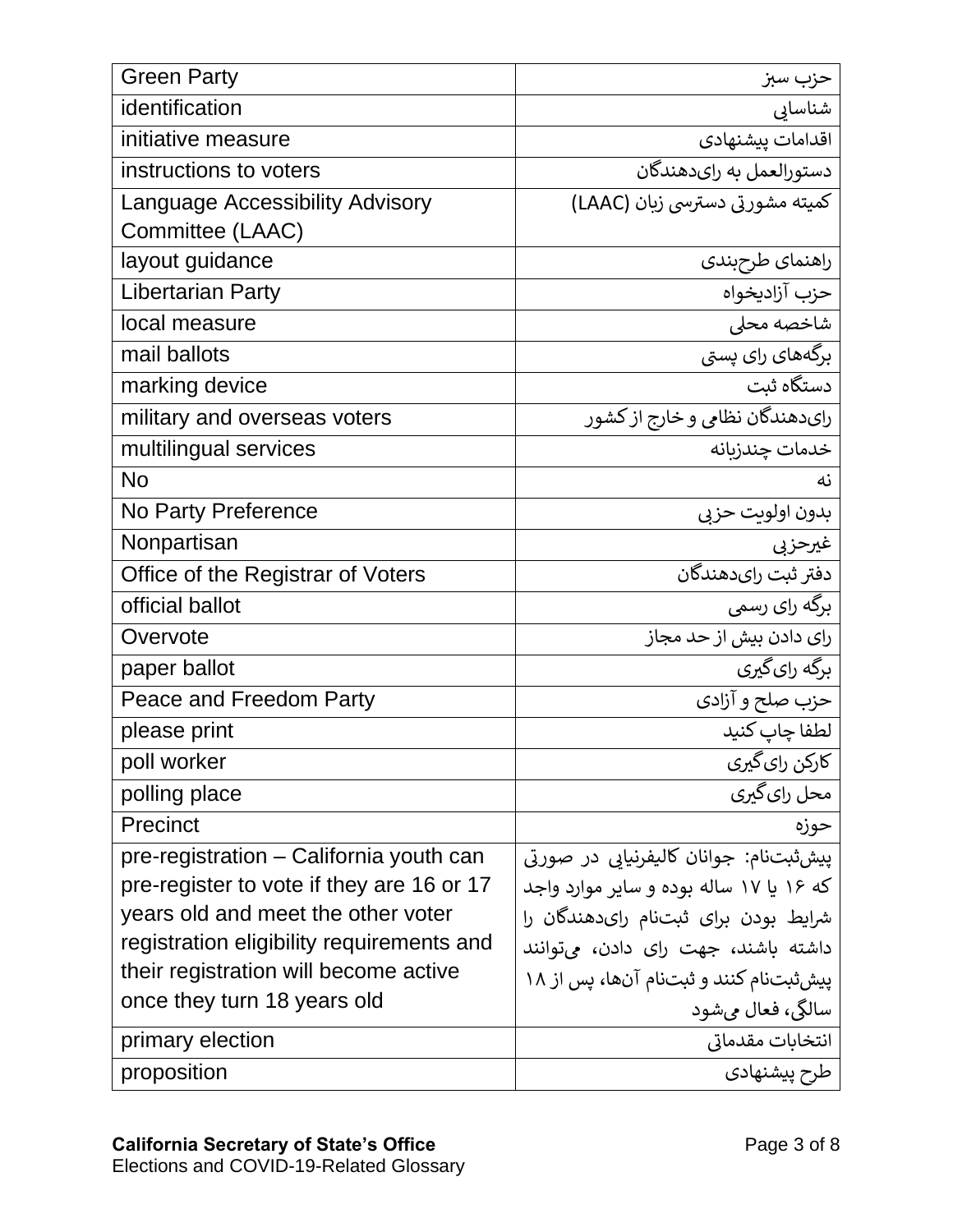| | |
|---|---|
| Green Party | حزب سبز |
| identification | شناسایی |
| initiative measure | اقدامات پیشنهادی |
| instructions to voters | دستورالعمل به رای‌دهندگان |
| Language Accessibility Advisory Committee (LAAC) | کمیته مشورتی دسترسی زبان (LAAC) |
| layout guidance | راهنمای طرح‌بندی |
| Libertarian Party | حزب آزادیخواه |
| local measure | شاخصه محلی |
| mail ballots | برگه‌های رای پستی |
| marking device | دستگاه ثبت |
| military and overseas voters | رای‌دهندگان نظامی و خارج از کشور |
| multilingual services | خدمات چندزبانه |
| No | نه |
| No Party Preference | بدون اولویت حزبی |
| Nonpartisan | غیرحزبی |
| Office of the Registrar of Voters | دفتر ثبت رای‌دهندگان |
| official ballot | برگه رای رسمی |
| Overvote | رای دادن بیش از حد مجاز |
| paper ballot | برگه رای‌گیری |
| Peace and Freedom Party | حزب صلح و آزادی |
| please print | لطفا چاپ کنید |
| poll worker | کارکن رای‌گیری |
| polling place | محل رای‌گیری |
| Precinct | حوزه |
| pre-registration – California youth can pre-register to vote if they are 16 or 17 years old and meet the other voter registration eligibility requirements and their registration will become active once they turn 18 years old | پیش‌ثبت‌نام: جوانان کالیفرنیایی در صورتی که ۱۶ یا ۱۷ ساله بوده و سایر موارد واجد شرایط بودن برای ثبت‌نام رای‌دهندگان را داشته باشند، جهت رای دادن، می‌توانند پیش‌ثبت‌نام کنند و ثبت‌نام آن‌ها، پس از ۱۸ سالگی، فعال می‌شود |
| primary election | انتخابات مقدماتی |
| proposition | طرح پیشنهادی |

**California Secretary of State's Office**
Elections and COVID-19-Related Glossary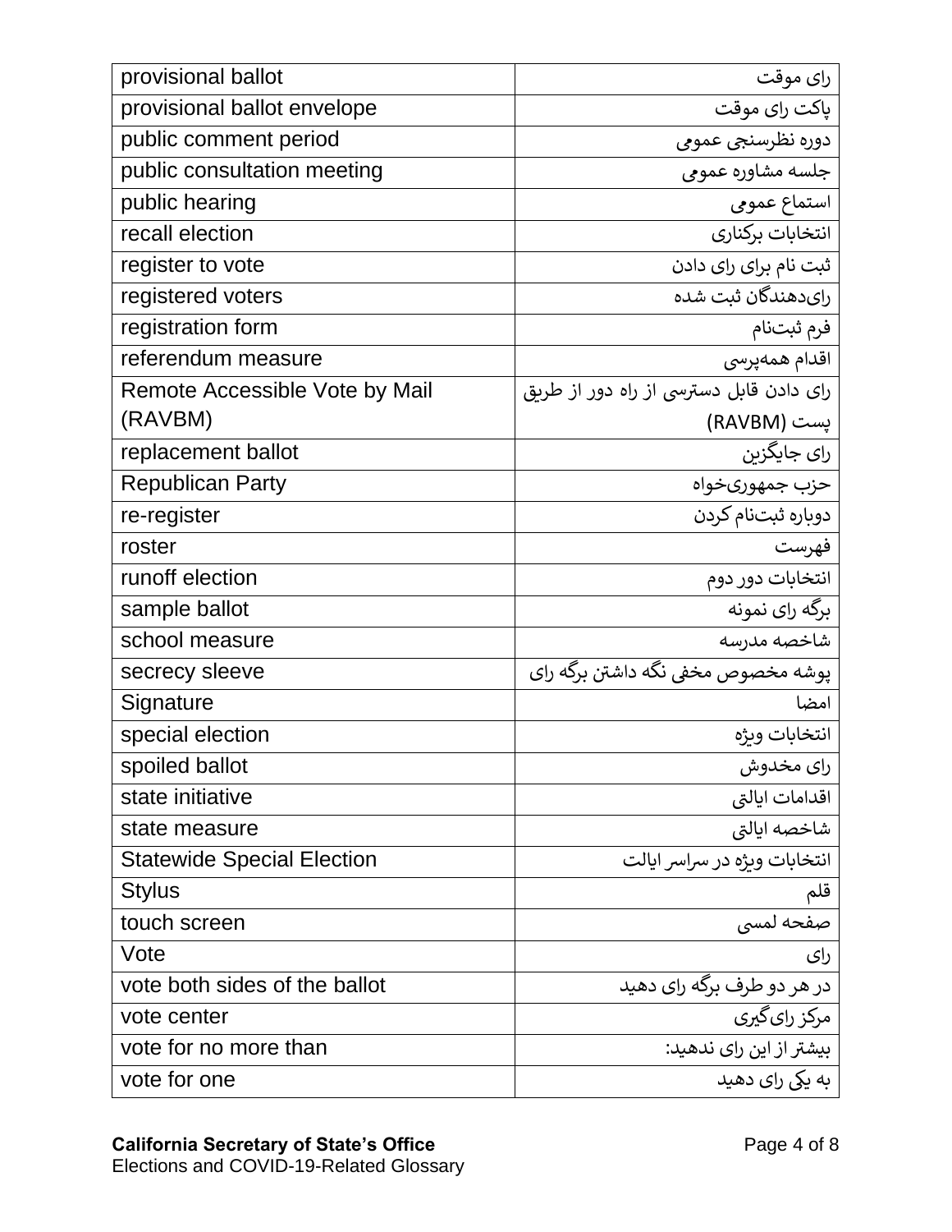| provisional ballot | رای موقت |
|---|---|
| provisional ballot envelope | پاکت رای موقت |
| public comment period | دوره نظرسنجی عمومی |
| public consultation meeting | جلسه مشاوره عمومی |
| public hearing | استماع عمومی |
| recall election | انتخابات برکناری |
| register to vote | ثبت نام برای رای دادن |
| registered voters | رای‌دهندگان ثبت شده |
| registration form | فرم ثبت‌نام |
| referendum measure | اقدام همه‌پرسی |
| Remote Accessible Vote by Mail (RAVBM) | رای دادن قابل دسترسی از راه دور از طریق پست (RAVBM) |
| replacement ballot | رای جایگزین |
| Republican Party | حزب جمهوری‌خواه |
| re-register | دوباره ثبت‌نام کردن |
| roster | فهرست |
| runoff election | انتخابات دور دوم |
| sample ballot | برگه رای نمونه |
| school measure | شاخصه مدرسه |
| secrecy sleeve | پوشه مخصوص مخفی نگه داشتن برگه رای |
| Signature | امضا |
| special election | انتخابات ویژه |
| spoiled ballot | رای مخدوش |
| state initiative | اقدامات ایالتی |
| state measure | شاخصه ایالتی |
| Statewide Special Election | انتخابات ویژه در سراسر ایالت |
| Stylus | قلم |
| touch screen | صفحه لمسی |
| Vote | رای |
| vote both sides of the ballot | در هر دو طرف برگه رای دهید |
| vote center | مرکز رای‌گیری |
| vote for no more than | بیشتر از این رای ندهید: |
| vote for one | به یکی رای دهید |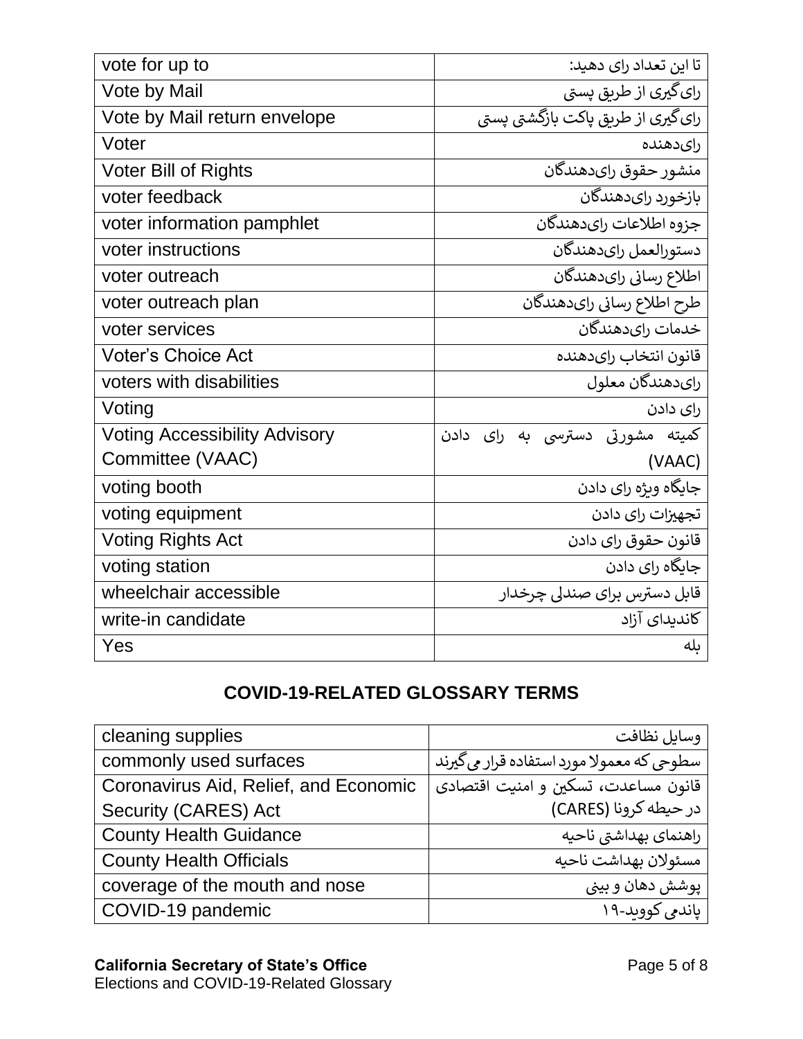| vote for up to | تا این تعداد رای دهید: |
|---|---|
| Vote by Mail | رای‌گیری از طریق پستی |
| Vote by Mail return envelope | رای‌گیری از طریق پاکت بازگشتی پستی |
| Voter | رای‌دهنده |
| Voter Bill of Rights | منشور حقوق رای‌دهندگان |
| voter feedback | بازخورد رای‌دهندگان |
| voter information pamphlet | جزوه اطلاعات رای‌دهندگان |
| voter instructions | دستورالعمل رای‌دهندگان |
| voter outreach | اطلاع رسانی رای‌دهندگان |
| voter outreach plan | طرح اطلاع رسانی رای‌دهندگان |
| voter services | خدمات رای‌دهندگان |
| Voter's Choice Act | قانون انتخاب رای‌دهنده |
| voters with disabilities | رای‌دهندگان معلول |
| Voting | رای دادن |
| Voting Accessibility Advisory Committee (VAAC) | کمیته مشورتی دسترسی به رای دادن (VAAC) |
| voting booth | جایگاه ویژه رای دادن |
| voting equipment | تجهیزات رای دادن |
| Voting Rights Act | قانون حقوق رای دادن |
| voting station | جایگاه رای دادن |
| wheelchair accessible | قابل دسترس برای صندلی چرخدار |
| write-in candidate | کاندیدای آزاد |
| Yes | بله |

## COVID-19-RELATED GLOSSARY TERMS

| cleaning supplies | وسایل نظافت |
|---|---|
| commonly used surfaces | سطوحی که معمولا مورد استفاده قرار می‌گیرند |
| Coronavirus Aid, Relief, and Economic Security (CARES) Act | قانون مساعدت، تسکین و امنیت اقتصادی در حیطه کرونا (CARES) |
| County Health Guidance | راهنمای بهداشتی ناحیه |
| County Health Officials | مسئولان بهداشت ناحیه |
| coverage of the mouth and nose | پوشش دهان و بینی |
| COVID-19 pandemic | پاندمی کووید-۱۹ |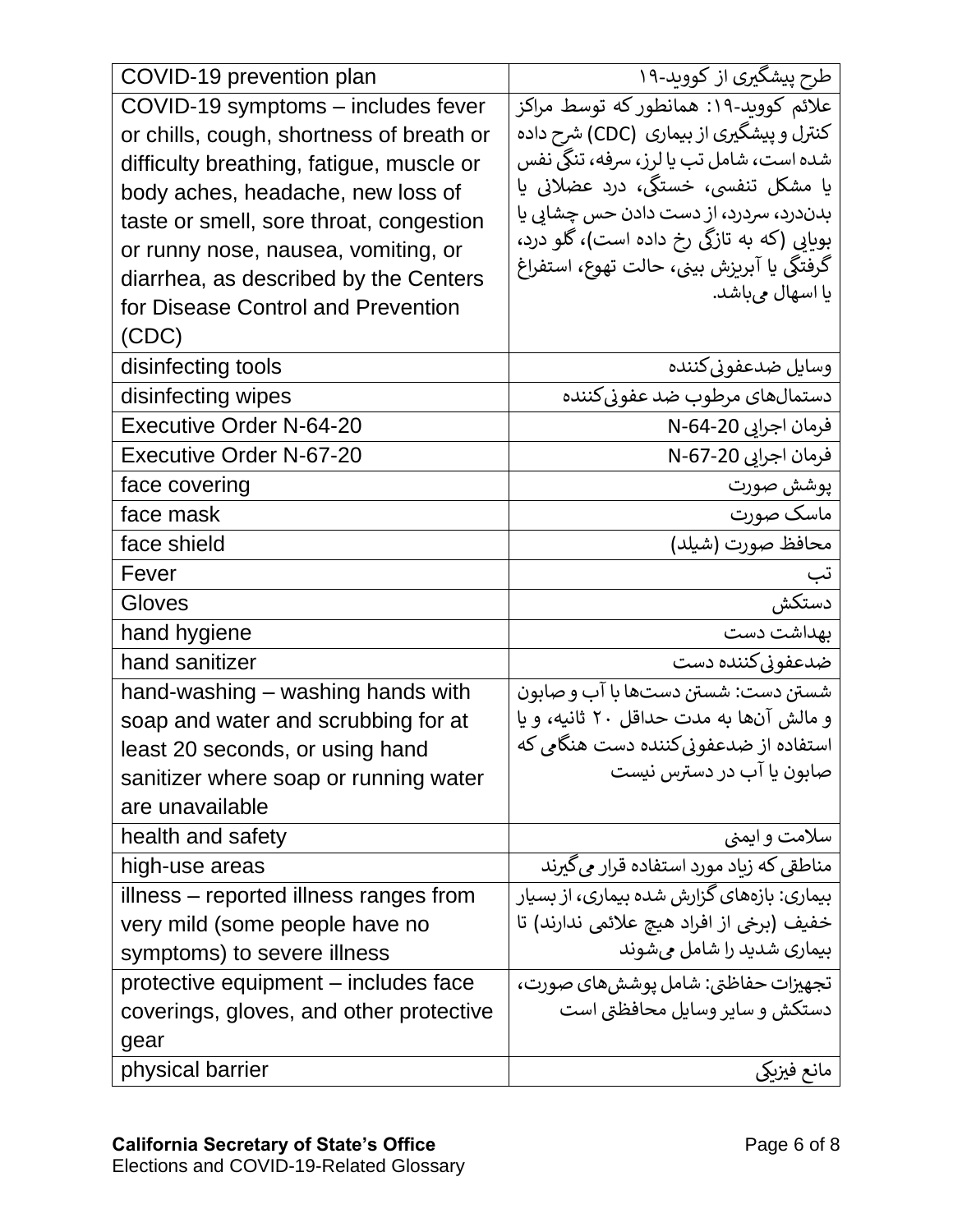| COVID-19 prevention plan | طرح پیشگیری از کووید-۱۹ |
|---|---|
| COVID-19 symptoms – includes fever or chills, cough, shortness of breath or difficulty breathing, fatigue, muscle or body aches, headache, new loss of taste or smell, sore throat, congestion or runny nose, nausea, vomiting, or diarrhea, as described by the Centers for Disease Control and Prevention (CDC) | علائم کووید-۱۹: همانطور که توسط مراکز کنترل و پیشگیری از بیماری (CDC) شرح داده شده است، شامل تب یا لرز، سرفه، تنگی نفس یا مشکل تنفسی، خستگی، درد عضلانی یا بدن‌درد، سردرد، از دست دادن حس چشایی یا بویایی (که به تازگی رخ داده است)، گلو درد، گرفتگی یا آبریزش بینی، حالت تهوع، استفراغ یا اسهال می‌باشد. |
| disinfecting tools | وسایل ضدعفونی‌کننده |
| disinfecting wipes | دستمال‌های مرطوب ضد عفونی‌کننده |
| Executive Order N-64-20 | فرمان اجرایی N-64-20 |
| Executive Order N-67-20 | فرمان اجرایی N-67-20 |
| face covering | پوشش صورت |
| face mask | ماسک صورت |
| face shield | محافظ صورت (شیلد) |
| Fever | تب |
| Gloves | دستکش |
| hand hygiene | بهداشت دست |
| hand sanitizer | ضدعفونی‌کننده دست |
| hand-washing – washing hands with soap and water and scrubbing for at least 20 seconds, or using hand sanitizer where soap or running water are unavailable | شستن دست: شستن دست‌ها با آب و صابون و مالش آن‌ها به مدت حداقل ۲۰ ثانیه، و یا استفاده از ضدعفونی‌کننده دست هنگامی که صابون یا آب در دسترس نیست |
| health and safety | سلامت و ایمنی |
| high-use areas | مناطقی که زیاد مورد استفاده قرار می‌گیرند |
| illness – reported illness ranges from very mild (some people have no symptoms) to severe illness | بیماری: بازه‌های گزارش شده بیماری، از بسیار خفیف (برخی از افراد هیچ علائمی ندارند) تا بیماری شدید را شامل می‌شوند |
| protective equipment – includes face coverings, gloves, and other protective gear | تجهیزات حفاظتی: شامل پوشش‌های صورت، دستکش و سایر وسایل محافظتی است |
| physical barrier | مانع فیزیکی |

**California Secretary of State's Office**
Elections and COVID-19-Related Glossary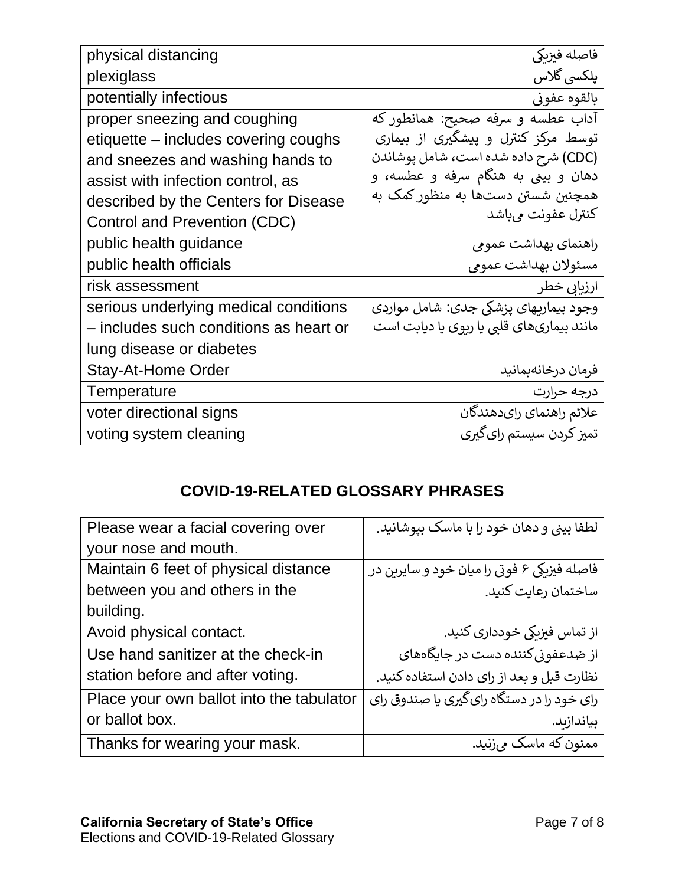| | |
|---|---|
| physical distancing | فاصله فیزیکی |
| plexiglass | پلکسی گلاس |
| potentially infectious | بالقوه عفونی |
| proper sneezing and coughing etiquette – includes covering coughs and sneezes and washing hands to assist with infection control, as described by the Centers for Disease Control and Prevention (CDC) | آداب عطسه و سرفه صحیح: همانطور که توسط مرکز کنترل و پیشگیری از بیماری (CDC) شرح داده شده است، شامل پوشاندن دهان و بینی به هنگام سرفه و عطسه، و همچنین شستن دست‌ها به منظور کمک به کنترل عفونت می‌باشد |
| public health guidance | راهنمای بهداشت عمومی |
| public health officials | مسئولان بهداشت عمومی |
| risk assessment | ارزیابی خطر |
| serious underlying medical conditions – includes such conditions as heart or lung disease or diabetes | وجود بیماریهای پزشکی جدی: شامل مواردی مانند بیماری‌های قلبی یا ریوی یا دیابت است |
| Stay-At-Home Order | فرمان درخانه‌بمانید |
| Temperature | درجه حرارت |
| voter directional signs | علائم راهنمای رای‌دهندگان |
| voting system cleaning | تمیز کردن سیستم رای‌گیری |

## COVID-19-RELATED GLOSSARY PHRASES

| | |
|---|---|
| Please wear a facial covering over your nose and mouth. | لطفا بینی و دهان خود را با ماسک بپوشانید. |
| Maintain 6 feet of physical distance between you and others in the building. | فاصله فیزیکی ۶ فوتی را میان خود و سایرین در ساختمان رعایت کنید. |
| Avoid physical contact. | از تماس فیزیکی خودداری کنید. |
| Use hand sanitizer at the check-in station before and after voting. | از ضدعفونی‌کننده دست در جایگاه‌های نظارت قبل و بعد از رای دادن استفاده کنید. |
| Place your own ballot into the tabulator or ballot box. | رای خود را در دستگاه رای‌گیری یا صندوق رای بیاندازید. |
| Thanks for wearing your mask. | ممنون که ماسک می‌زنید. |

**California Secretary of State's Office**
Elections and COVID-19-Related Glossary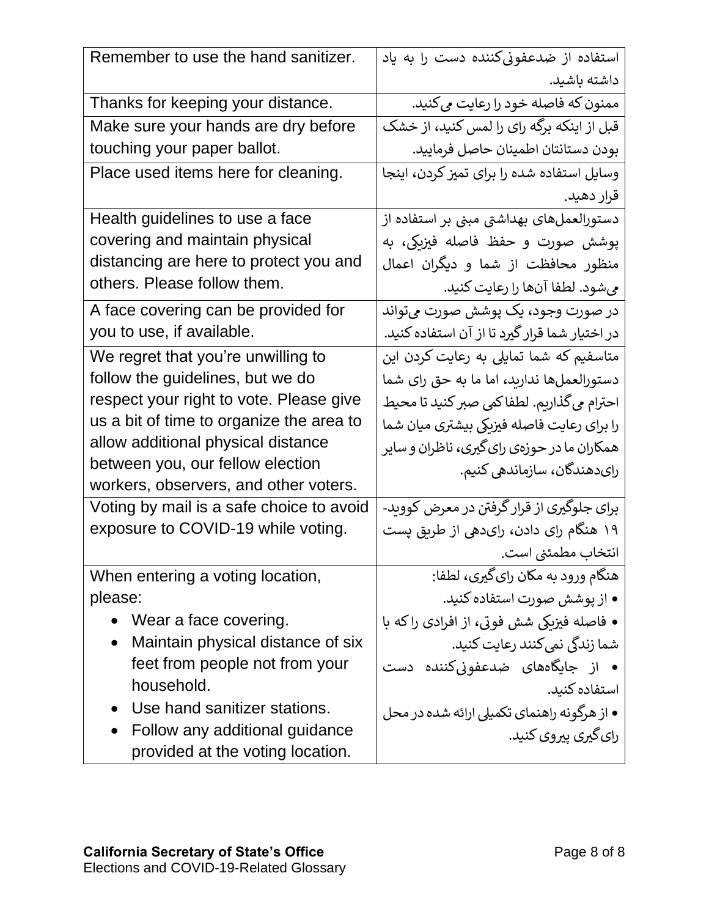| | |
|---|---|
| Remember to use the hand sanitizer. | استفاده از ضدعفونی‌کننده دست را به یاد داشته باشید. |
| Thanks for keeping your distance. | ممنون که فاصله خود را رعایت می‌کنید. |
| Make sure your hands are dry before touching your paper ballot. | قبل از اینکه برگه رای را لمس کنید، از خشک بودن دستانتان اطمینان حاصل فرمایید. |
| Place used items here for cleaning. | وسایل استفاده شده را برای تمیز کردن، اینجا قرار دهید. |
| Health guidelines to use a face covering and maintain physical distancing are here to protect you and others. Please follow them. | دستورالعمل‌های بهداشتی مبنی بر استفاده از پوشش صورت و حفظ فاصله فیزیکی، به منظور محافظت از شما و دیگران اعمال می‌شود. لطفا آن‌ها را رعایت کنید. |
| A face covering can be provided for you to use, if available. | در صورت وجود، یک پوشش صورت می‌تواند در اختیار شما قرار گیرد تا از آن استفاده کنید. |
| We regret that you're unwilling to follow the guidelines, but we do respect your right to vote. Please give us a bit of time to organize the area to allow additional physical distance between you, our fellow election workers, observers, and other voters. | متاسفیم که شما تمایلی به رعایت کردن این دستورالعمل‌ها ندارید، اما ما به حق رای شما احترام می‌گذاریم. لطفا کمی صبر کنید تا محیط را برای رعایت فاصله فیزیکی بیشتری میان شما همکاران ما در حوزه‌ی رای‌گیری، ناظران و سایر رای‌دهندگان، سازماندهی کنیم. |
| Voting by mail is a safe choice to avoid exposure to COVID-19 while voting. | برای جلوگیری از قرار گرفتن در معرض کووید-۱۹ هنگام رای دادن، رای‌دهی از طریق پست انتخاب مطمئنی است. |
| When entering a voting location, please:<br>• Wear a face covering.<br>• Maintain physical distance of six feet from people not from your household.<br>• Use hand sanitizer stations.<br>• Follow any additional guidance provided at the voting location. | هنگام ورود به مکان رای‌گیری، لطفا:<br>• از پوشش صورت استفاده کنید.<br>• فاصله فیزیکی شش فوتی، از افرادی را که با شما زندگی نمی‌کنند رعایت کنید.<br>• از جایگاه‌های ضدعفونی‌کننده دست استفاده کنید.<br>• از هرگونه راهنمای تکمیلی ارائه شده در محل رای‌گیری پیروی کنید. |

**California Secretary of State's Office**
Elections and COVID-19-Related Glossary